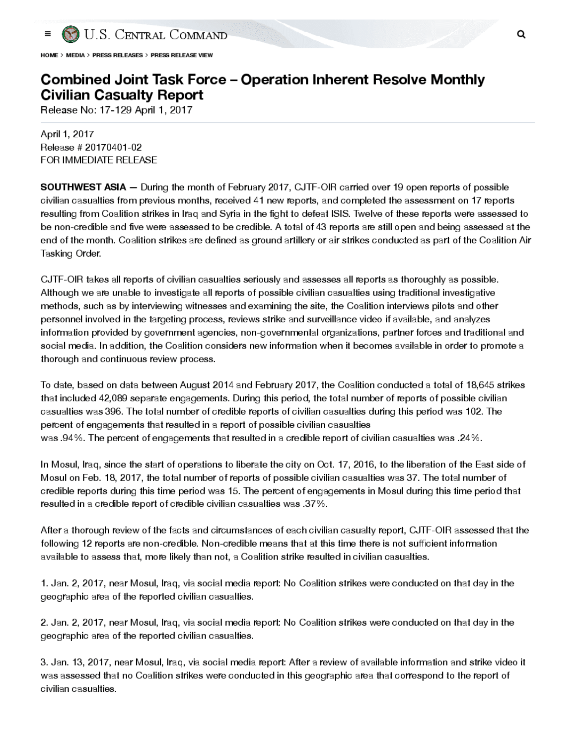HOME > MEDIA > PRESS RELEASES > PRESS RELEASE VIEW

# Combined Joint Task Force – Operation Inherent Resolve Monthly Civilian Casualty Report

Release No: 17-129 April 1, 2017

April 1, 2017
Release # 20170401-02
FOR IMMEDIATE RELEASE

**SOUTHWEST ASIA —** During the month of February 2017, CJTF-OIR carried over 19 open reports of possible civilian casualties from previous months, received 41 new reports, and completed the assessment on 17 reports resulting from Coalition strikes in Iraq and Syria in the fight to defeat ISIS. Twelve of these reports were assessed to be non-credible and five were assessed to be credible. A total of 43 reports are still open and being assessed at the end of the month. Coalition strikes are defined as ground artillery or air strikes conducted as part of the Coalition Air Tasking Order.

CJTF-OIR takes all reports of civilian casualties seriously and assesses all reports as thoroughly as possible. Although we are unable to investigate all reports of possible civilian casualties using traditional investigative methods, such as by interviewing witnesses and examining the site, the Coalition interviews pilots and other personnel involved in the targeting process, reviews strike and surveillance video if available, and analyzes information provided by government agencies, non-governmental organizations, partner forces and traditional and social media. In addition, the Coalition considers new information when it becomes available in order to promote a thorough and continuous review process.

To date, based on data between August 2014 and February 2017, the Coalition conducted a total of 18,645 strikes that included 42,089 separate engagements. During this period, the total number of reports of possible civilian casualties was 396. The total number of credible reports of civilian casualties during this period was 102. The percent of engagements that resulted in a report of possible civilian casualties was .94%. The percent of engagements that resulted in a credible report of civilian casualties was .24%.

In Mosul, Iraq, since the start of operations to liberate the city on Oct. 17, 2016, to the liberation of the East side of Mosul on Feb. 18, 2017, the total number of reports of possible civilian casualties was 37. The total number of credible reports during this time period was 15. The percent of engagements in Mosul during this time period that resulted in a credible report of credible civilian casualties was .37%.

After a thorough review of the facts and circumstances of each civilian casualty report, CJTF-OIR assessed that the following 12 reports are non-credible. Non-credible means that at this time there is not sufficient information available to assess that, more likely than not, a Coalition strike resulted in civilian casualties.

1. Jan. 2, 2017, near Mosul, Iraq, via social media report: No Coalition strikes were conducted on that day in the geographic area of the reported civilian casualties.

2. Jan. 2, 2017, near Mosul, Iraq, via social media report: No Coalition strikes were conducted on that day in the geographic area of the reported civilian casualties.

3. Jan. 13, 2017, near Mosul, Iraq, via social media report: After a review of available information and strike video it was assessed that no Coalition strikes were conducted in this geographic area that correspond to the report of civilian casualties.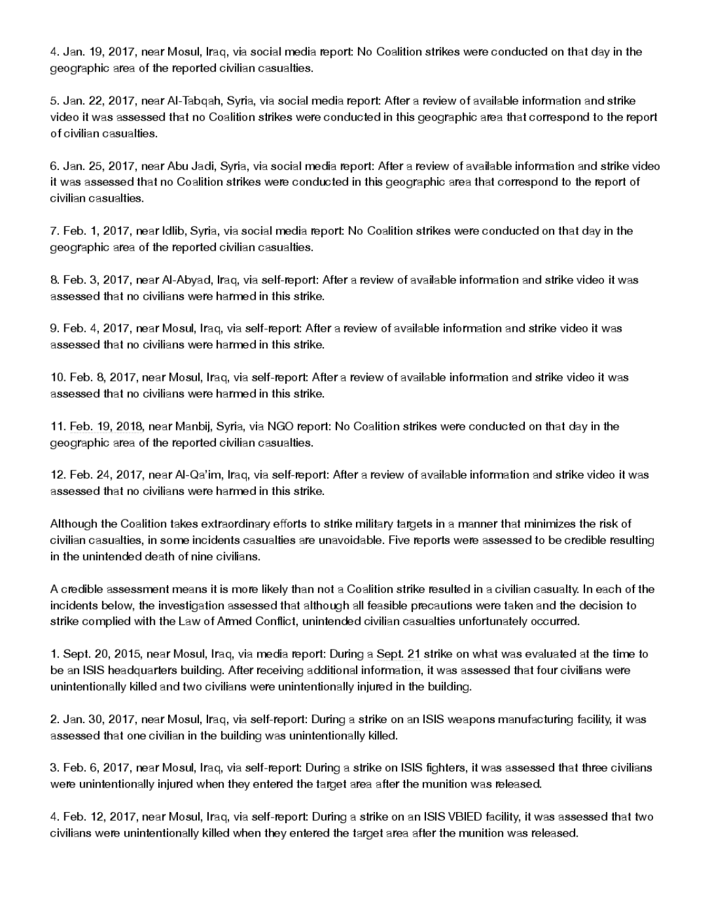4. Jan. 19, 2017, near Mosul, Iraq, via social media report: No Coalition strikes were conducted on that day in the geographic area of the reported civilian casualties.

5. Jan. 22, 2017, near Al-Tabqah, Syria, via social media report: After a review of available information and strike video it was assessed that no Coalition strikes were conducted in this geographic area that correspond to the report of civilian casualties.

6. Jan. 25, 2017, near Abu Jadi, Syria, via social media report: After a review of available information and strike video it was assessed that no Coalition strikes were conducted in this geographic area that correspond to the report of civilian casualties.

7. Feb. 1, 2017, near Idlib, Syria, via social media report: No Coalition strikes were conducted on that day in the geographic area of the reported civilian casualties.

8. Feb. 3, 2017, near Al-Abyad, Iraq, via self-report: After a review of available information and strike video it was assessed that no civilians were harmed in this strike.

9. Feb. 4, 2017, near Mosul, Iraq, via self-report: After a review of available information and strike video it was assessed that no civilians were harmed in this strike.

10. Feb. 8, 2017, near Mosul, Iraq, via self-report: After a review of available information and strike video it was assessed that no civilians were harmed in this strike.

11. Feb. 19, 2018, near Manbij, Syria, via NGO report: No Coalition strikes were conducted on that day in the geographic area of the reported civilian casualties.

12. Feb. 24, 2017, near Al-Qa'im, Iraq, via self-report: After a review of available information and strike video it was assessed that no civilians were harmed in this strike.

Although the Coalition takes extraordinary efforts to strike military targets in a manner that minimizes the risk of civilian casualties, in some incidents casualties are unavoidable. Five reports were assessed to be credible resulting in the unintended death of nine civilians.

A credible assessment means it is more likely than not a Coalition strike resulted in a civilian casualty. In each of the incidents below, the investigation assessed that although all feasible precautions were taken and the decision to strike complied with the Law of Armed Conflict, unintended civilian casualties unfortunately occurred.

1. Sept. 20, 2015, near Mosul, Iraq, via media report: During a Sept. 21 strike on what was evaluated at the time to be an ISIS headquarters building. After receiving additional information, it was assessed that four civilians were unintentionally killed and two civilians were unintentionally injured in the building.

2. Jan. 30, 2017, near Mosul, Iraq, via self-report: During a strike on an ISIS weapons manufacturing facility, it was assessed that one civilian in the building was unintentionally killed.

3. Feb. 6, 2017, near Mosul, Iraq, via self-report: During a strike on ISIS fighters, it was assessed that three civilians were unintentionally injured when they entered the target area after the munition was released.

4. Feb. 12, 2017, near Mosul, Iraq, via self-report: During a strike on an ISIS VBIED facility, it was assessed that two civilians were unintentionally killed when they entered the target area after the munition was released.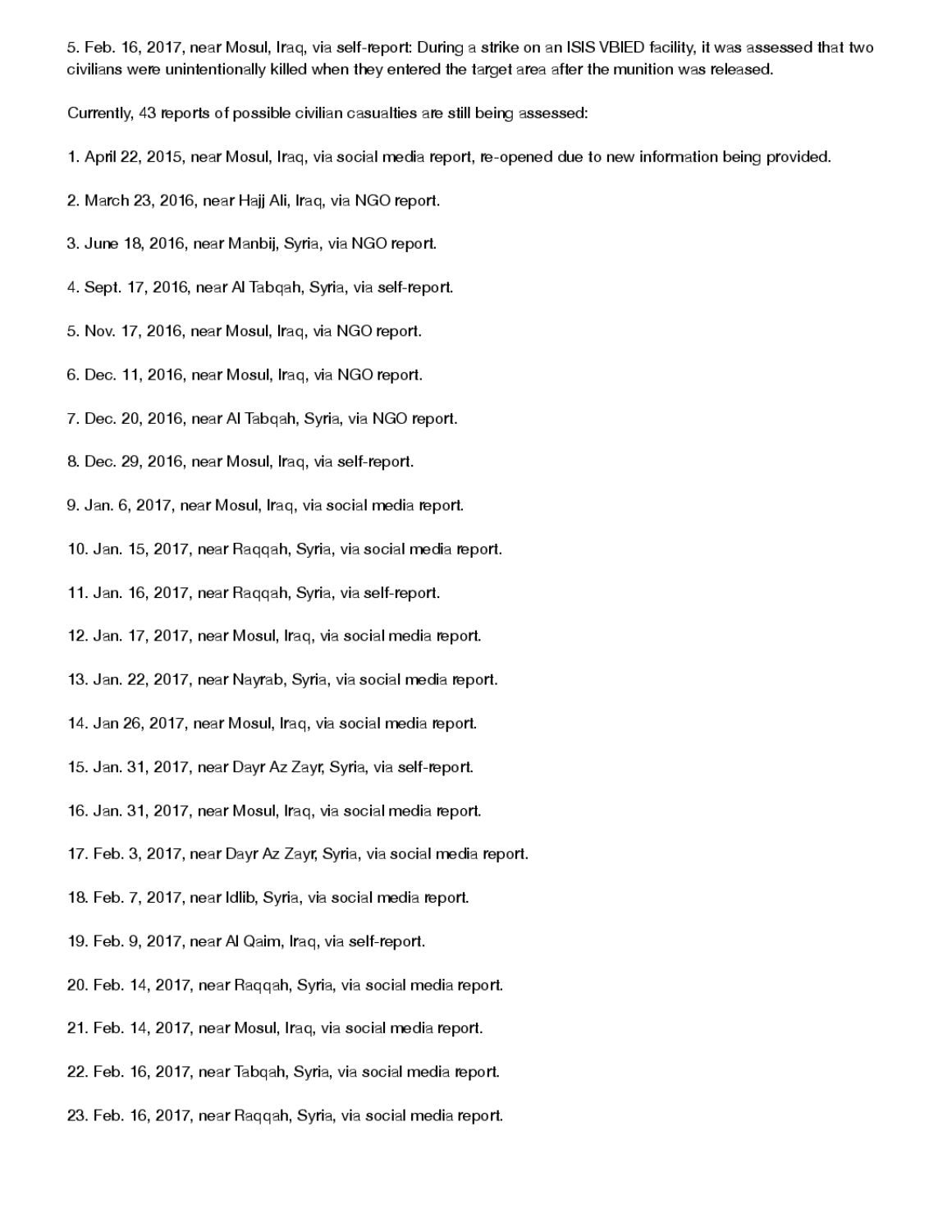5. Feb. 16, 2017, near Mosul, Iraq, via self-report: During a strike on an ISIS VBIED facility, it was assessed that two civilians were unintentionally killed when they entered the target area after the munition was released.

Currently, 43 reports of possible civilian casualties are still being assessed:

1. April 22, 2015, near Mosul, Iraq, via social media report, re-opened due to new information being provided.

2. March 23, 2016, near Hajj Ali, Iraq, via NGO report.

3. June 18, 2016, near Manbij, Syria, via NGO report.

4. Sept. 17, 2016, near Al Tabqah, Syria, via self-report.

5. Nov. 17, 2016, near Mosul, Iraq, via NGO report.

6. Dec. 11, 2016, near Mosul, Iraq, via NGO report.

7. Dec. 20, 2016, near Al Tabqah, Syria, via NGO report.

8. Dec. 29, 2016, near Mosul, Iraq, via self-report.

9. Jan. 6, 2017, near Mosul, Iraq, via social media report.

10. Jan. 15, 2017, near Raqqah, Syria, via social media report.

11. Jan. 16, 2017, near Raqqah, Syria, via self-report.

12. Jan. 17, 2017, near Mosul, Iraq, via social media report.

13. Jan. 22, 2017, near Nayrab, Syria, via social media report.

14. Jan 26, 2017, near Mosul, Iraq, via social media report.

15. Jan. 31, 2017, near Dayr Az Zayr, Syria, via self-report.

16. Jan. 31, 2017, near Mosul, Iraq, via social media report.

17. Feb. 3, 2017, near Dayr Az Zayr, Syria, via social media report.

18. Feb. 7, 2017, near Idlib, Syria, via social media report.

19. Feb. 9, 2017, near Al Qaim, Iraq, via self-report.

20. Feb. 14, 2017, near Raqqah, Syria, via social media report.

21. Feb. 14, 2017, near Mosul, Iraq, via social media report.

22. Feb. 16, 2017, near Tabqah, Syria, via social media report.

23. Feb. 16, 2017, near Raqqah, Syria, via social media report.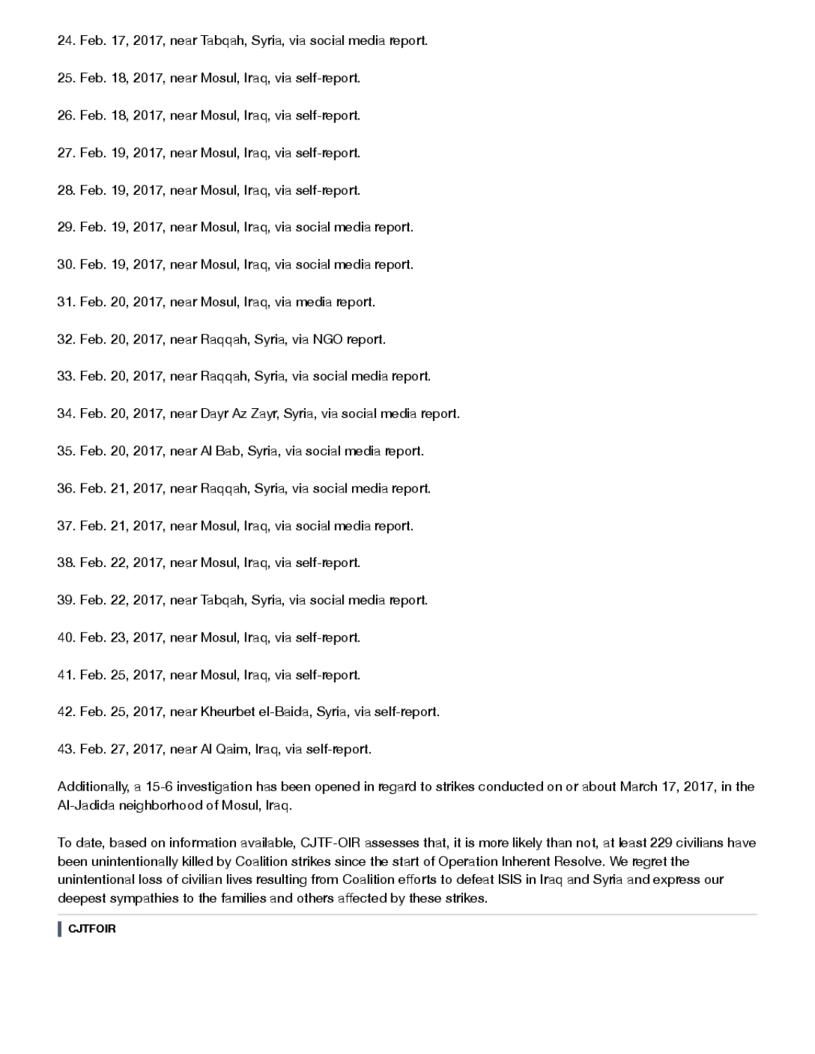24. Feb. 17, 2017, near Tabqah, Syria, via social media report.

25. Feb. 18, 2017, near Mosul, Iraq, via self-report.

26. Feb. 18, 2017, near Mosul, Iraq, via self-report.

27. Feb. 19, 2017, near Mosul, Iraq, via self-report.

28. Feb. 19, 2017, near Mosul, Iraq, via self-report.

29. Feb. 19, 2017, near Mosul, Iraq, via social media report.

30. Feb. 19, 2017, near Mosul, Iraq, via social media report.

31. Feb. 20, 2017, near Mosul, Iraq, via media report.

32. Feb. 20, 2017, near Raqqah, Syria, via NGO report.

33. Feb. 20, 2017, near Raqqah, Syria, via social media report.

34. Feb. 20, 2017, near Dayr Az Zayr, Syria, via social media report.

35. Feb. 20, 2017, near Al Bab, Syria, via social media report.

36. Feb. 21, 2017, near Raqqah, Syria, via social media report.

37. Feb. 21, 2017, near Mosul, Iraq, via social media report.

38. Feb. 22, 2017, near Mosul, Iraq, via self-report.

39. Feb. 22, 2017, near Tabqah, Syria, via social media report.

40. Feb. 23, 2017, near Mosul, Iraq, via self-report.

41. Feb. 25, 2017, near Mosul, Iraq, via self-report.

42. Feb. 25, 2017, near Kheurbet el-Baida, Syria, via self-report.

43. Feb. 27, 2017, near Al Qaim, Iraq, via self-report.

Additionally, a 15-6 investigation has been opened in regard to strikes conducted on or about March 17, 2017, in the Al-Jadida neighborhood of Mosul, Iraq.

To date, based on information available, CJTF-OIR assesses that, it is more likely than not, at least 229 civilians have been unintentionally killed by Coalition strikes since the start of Operation Inherent Resolve. We regret the unintentional loss of civilian lives resulting from Coalition efforts to defeat ISIS in Iraq and Syria and express our deepest sympathies to the families and others affected by these strikes.

**CJTFOIR**